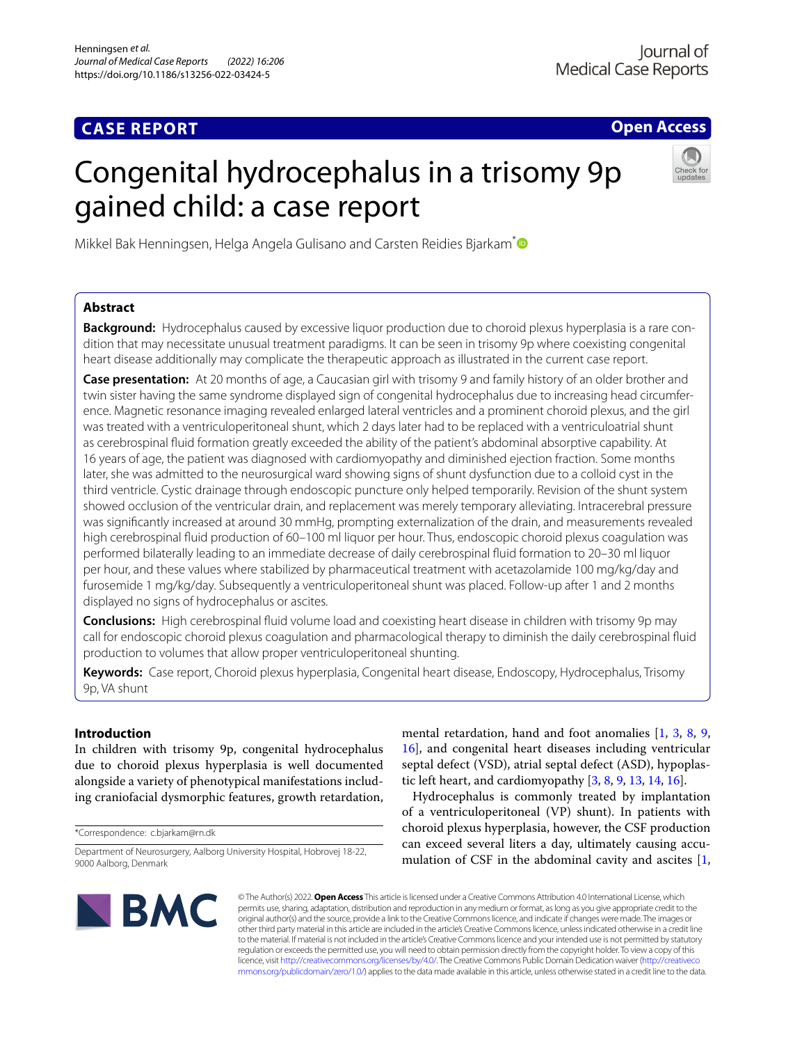CASE REPORT

Open Access

# Congenital hydrocephalus in a trisomy 9p gained child: a case report

Mikkel Bak Henningsen, Helga Angela Gulisano and Carsten Reidies Bjarkam*

## Abstract

**Background:** Hydrocephalus caused by excessive liquor production due to choroid plexus hyperplasia is a rare condition that may necessitate unusual treatment paradigms. It can be seen in trisomy 9p where coexisting congenital heart disease additionally may complicate the therapeutic approach as illustrated in the current case report.

**Case presentation:** At 20 months of age, a Caucasian girl with trisomy 9 and family history of an older brother and twin sister having the same syndrome displayed sign of congenital hydrocephalus due to increasing head circumference. Magnetic resonance imaging revealed enlarged lateral ventricles and a prominent choroid plexus, and the girl was treated with a ventriculoperitoneal shunt, which 2 days later had to be replaced with a ventriculoatrial shunt as cerebrospinal fluid formation greatly exceeded the ability of the patient's abdominal absorptive capability. At 16 years of age, the patient was diagnosed with cardiomyopathy and diminished ejection fraction. Some months later, she was admitted to the neurosurgical ward showing signs of shunt dysfunction due to a colloid cyst in the third ventricle. Cystic drainage through endoscopic puncture only helped temporarily. Revision of the shunt system showed occlusion of the ventricular drain, and replacement was merely temporary alleviating. Intracerebral pressure was significantly increased at around 30 mmHg, prompting externalization of the drain, and measurements revealed high cerebrospinal fluid production of 60–100 ml liquor per hour. Thus, endoscopic choroid plexus coagulation was performed bilaterally leading to an immediate decrease of daily cerebrospinal fluid formation to 20–30 ml liquor per hour, and these values where stabilized by pharmaceutical treatment with acetazolamide 100 mg/kg/day and furosemide 1 mg/kg/day. Subsequently a ventriculoperitoneal shunt was placed. Follow-up after 1 and 2 months displayed no signs of hydrocephalus or ascites.

**Conclusions:** High cerebrospinal fluid volume load and coexisting heart disease in children with trisomy 9p may call for endoscopic choroid plexus coagulation and pharmacological therapy to diminish the daily cerebrospinal fluid production to volumes that allow proper ventriculoperitoneal shunting.

**Keywords:** Case report, Choroid plexus hyperplasia, Congenital heart disease, Endoscopy, Hydrocephalus, Trisomy 9p, VA shunt

## Introduction

In children with trisomy 9p, congenital hydrocephalus due to choroid plexus hyperplasia is well documented alongside a variety of phenotypical manifestations including craniofacial dysmorphic features, growth retardation, mental retardation, hand and foot anomalies [1, 3, 8, 9, 16], and congenital heart diseases including ventricular septal defect (VSD), atrial septal defect (ASD), hypoplastic left heart, and cardiomyopathy [3, 8, 9, 13, 14, 16].

Hydrocephalus is commonly treated by implantation of a ventriculoperitoneal (VP) shunt). In patients with choroid plexus hyperplasia, however, the CSF production can exceed several liters a day, ultimately causing accumulation of CSF in the abdominal cavity and ascites [1,

*Correspondence: c.bjarkam@rn.dk

Department of Neurosurgery, Aalborg University Hospital, Hobrovej 18-22, 9000 Aalborg, Denmark

© The Author(s) 2022. **Open Access** This article is licensed under a Creative Commons Attribution 4.0 International License, which permits use, sharing, adaptation, distribution and reproduction in any medium or format, as long as you give appropriate credit to the original author(s) and the source, provide a link to the Creative Commons licence, and indicate if changes were made. The images or other third party material in this article are included in the article's Creative Commons licence, unless indicated otherwise in a credit line to the material. If material is not included in the article's Creative Commons licence and your intended use is not permitted by statutory regulation or exceeds the permitted use, you will need to obtain permission directly from the copyright holder. To view a copy of this licence, visit http://creativecommons.org/licenses/by/4.0/. The Creative Commons Public Domain Dedication waiver (http://creativecommons.org/publicdomain/zero/1.0/) applies to the data made available in this article, unless otherwise stated in a credit line to the data.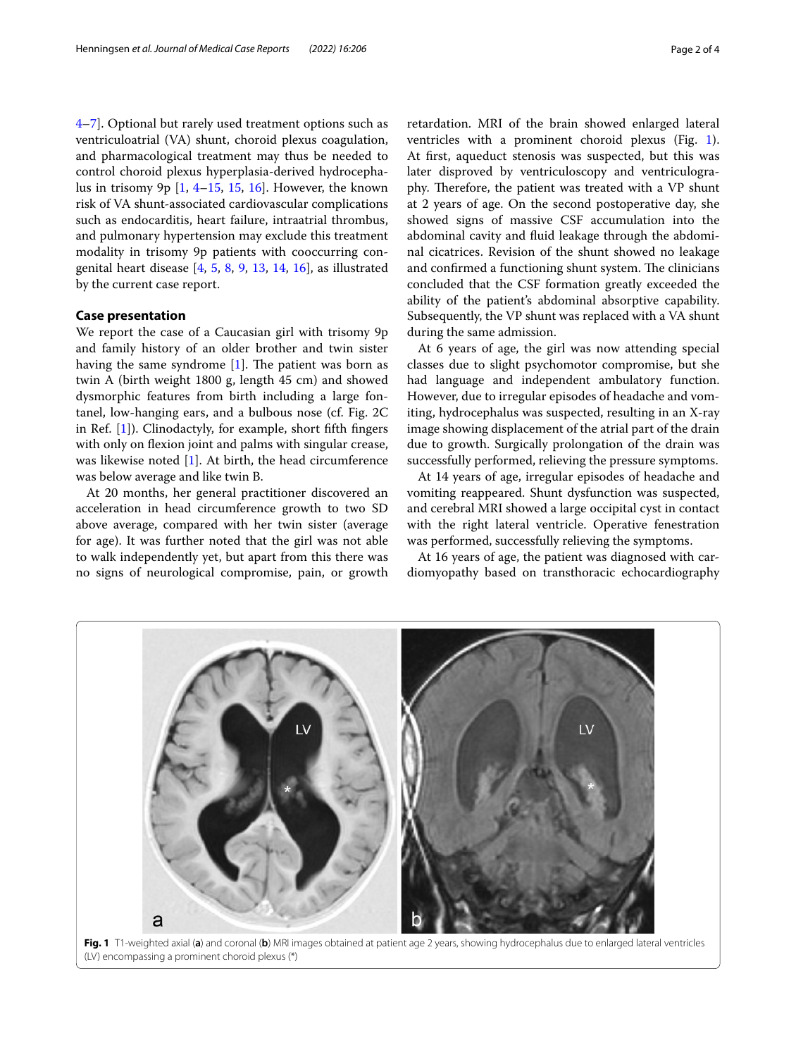4–7]. Optional but rarely used treatment options such as ventriculoatrial (VA) shunt, choroid plexus coagulation, and pharmacological treatment may thus be needed to control choroid plexus hyperplasia-derived hydrocephalus in trisomy 9p [1, 4–15, 15, 16]. However, the known risk of VA shunt-associated cardiovascular complications such as endocarditis, heart failure, intraatrial thrombus, and pulmonary hypertension may exclude this treatment modality in trisomy 9p patients with cooccurring congenital heart disease [4, 5, 8, 9, 13, 14, 16], as illustrated by the current case report.

## Case presentation

We report the case of a Caucasian girl with trisomy 9p and family history of an older brother and twin sister having the same syndrome [1]. The patient was born as twin A (birth weight 1800 g, length 45 cm) and showed dysmorphic features from birth including a large fontanel, low-hanging ears, and a bulbous nose (cf. Fig. 2C in Ref. [1]). Clinodactyly, for example, short fifth fingers with only on flexion joint and palms with singular crease, was likewise noted [1]. At birth, the head circumference was below average and like twin B.

At 20 months, her general practitioner discovered an acceleration in head circumference growth to two SD above average, compared with her twin sister (average for age). It was further noted that the girl was not able to walk independently yet, but apart from this there was no signs of neurological compromise, pain, or growth retardation. MRI of the brain showed enlarged lateral ventricles with a prominent choroid plexus (Fig. 1). At first, aqueduct stenosis was suspected, but this was later disproved by ventriculoscopy and ventriculography. Therefore, the patient was treated with a VP shunt at 2 years of age. On the second postoperative day, she showed signs of massive CSF accumulation into the abdominal cavity and fluid leakage through the abdominal cicatrices. Revision of the shunt showed no leakage and confirmed a functioning shunt system. The clinicians concluded that the CSF formation greatly exceeded the ability of the patient's abdominal absorptive capability. Subsequently, the VP shunt was replaced with a VA shunt during the same admission.

At 6 years of age, the girl was now attending special classes due to slight psychomotor compromise, but she had language and independent ambulatory function. However, due to irregular episodes of headache and vomiting, hydrocephalus was suspected, resulting in an X-ray image showing displacement of the atrial part of the drain due to growth. Surgically prolongation of the drain was successfully performed, relieving the pressure symptoms.

At 14 years of age, irregular episodes of headache and vomiting reappeared. Shunt dysfunction was suspected, and cerebral MRI showed a large occipital cyst in contact with the right lateral ventricle. Operative fenestration was performed, successfully relieving the symptoms.

At 16 years of age, the patient was diagnosed with cardiomyopathy based on transthoracic echocardiography

**Fig. 1** T1-weighted axial (**a**) and coronal (**b**) MRI images obtained at patient age 2 years, showing hydrocephalus due to enlarged lateral ventricles (LV) encompassing a prominent choroid plexus (*)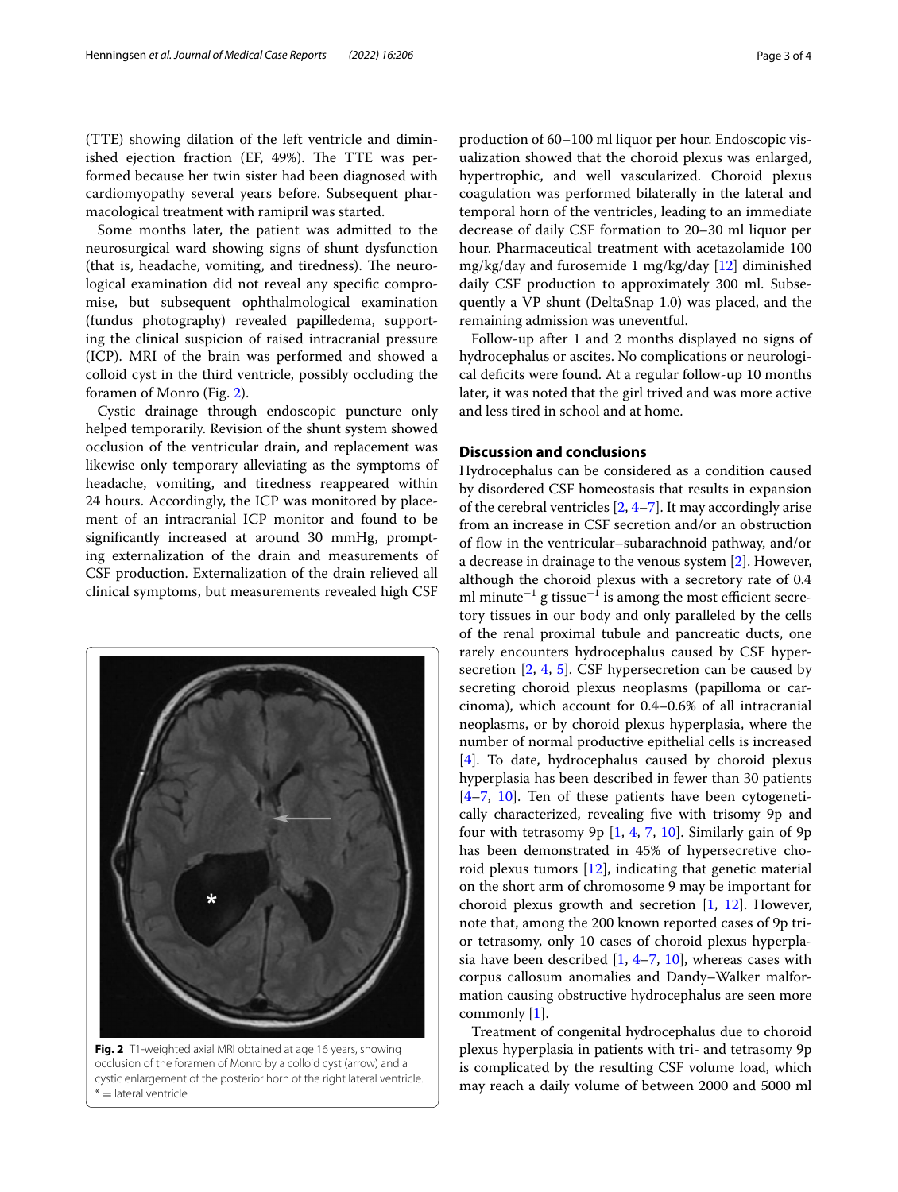(TTE) showing dilation of the left ventricle and diminished ejection fraction (EF, 49%). The TTE was performed because her twin sister had been diagnosed with cardiomyopathy several years before. Subsequent pharmacological treatment with ramipril was started.

Some months later, the patient was admitted to the neurosurgical ward showing signs of shunt dysfunction (that is, headache, vomiting, and tiredness). The neurological examination did not reveal any specific compromise, but subsequent ophthalmological examination (fundus photography) revealed papilledema, supporting the clinical suspicion of raised intracranial pressure (ICP). MRI of the brain was performed and showed a colloid cyst in the third ventricle, possibly occluding the foramen of Monro (Fig. 2).

Cystic drainage through endoscopic puncture only helped temporarily. Revision of the shunt system showed occlusion of the ventricular drain, and replacement was likewise only temporary alleviating as the symptoms of headache, vomiting, and tiredness reappeared within 24 hours. Accordingly, the ICP was monitored by placement of an intracranial ICP monitor and found to be significantly increased at around 30 mmHg, prompting externalization of the drain and measurements of CSF production. Externalization of the drain relieved all clinical symptoms, but measurements revealed high CSF production of 60–100 ml liquor per hour. Endoscopic visualization showed that the choroid plexus was enlarged, hypertrophic, and well vascularized. Choroid plexus coagulation was performed bilaterally in the lateral and temporal horn of the ventricles, leading to an immediate decrease of daily CSF formation to 20–30 ml liquor per hour. Pharmaceutical treatment with acetazolamide 100 mg/kg/day and furosemide 1 mg/kg/day [12] diminished daily CSF production to approximately 300 ml. Subsequently a VP shunt (DeltaSnap 1.0) was placed, and the remaining admission was uneventful.

Follow-up after 1 and 2 months displayed no signs of hydrocephalus or ascites. No complications or neurological deficits were found. At a regular follow-up 10 months later, it was noted that the girl trived and was more active and less tired in school and at home.

**Fig. 2** T1-weighted axial MRI obtained at age 16 years, showing occlusion of the foramen of Monro by a colloid cyst (arrow) and a cystic enlargement of the posterior horn of the right lateral ventricle. * = lateral ventricle

## Discussion and conclusions

Hydrocephalus can be considered as a condition caused by disordered CSF homeostasis that results in expansion of the cerebral ventricles [2, 4–7]. It may accordingly arise from an increase in CSF secretion and/or an obstruction of flow in the ventricular–subarachnoid pathway, and/or a decrease in drainage to the venous system [2]. However, although the choroid plexus with a secretory rate of 0.4 ml minute$^{-1}$ g tissue$^{-1}$ is among the most efficient secretory tissues in our body and only paralleled by the cells of the renal proximal tubule and pancreatic ducts, one rarely encounters hydrocephalus caused by CSF hypersecretion [2, 4, 5]. CSF hypersecretion can be caused by secreting choroid plexus neoplasms (papilloma or carcinoma), which account for 0.4–0.6% of all intracranial neoplasms, or by choroid plexus hyperplasia, where the number of normal productive epithelial cells is increased [4]. To date, hydrocephalus caused by choroid plexus hyperplasia has been described in fewer than 30 patients [4–7, 10]. Ten of these patients have been cytogenetically characterized, revealing five with trisomy 9p and four with tetrasomy 9p [1, 4, 7, 10]. Similarly gain of 9p has been demonstrated in 45% of hypersecretive choroid plexus tumors [12], indicating that genetic material on the short arm of chromosome 9 may be important for choroid plexus growth and secretion [1, 12]. However, note that, among the 200 known reported cases of 9p tri- or tetrasomy, only 10 cases of choroid plexus hyperplasia have been described [1, 4–7, 10], whereas cases with corpus callosum anomalies and Dandy–Walker malformation causing obstructive hydrocephalus are seen more commonly [1].

Treatment of congenital hydrocephalus due to choroid plexus hyperplasia in patients with tri- and tetrasomy 9p is complicated by the resulting CSF volume load, which may reach a daily volume of between 2000 and 5000 ml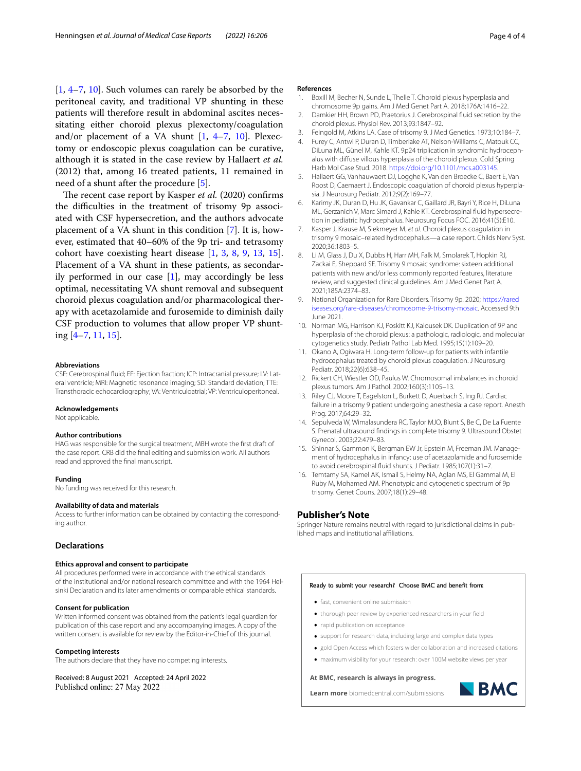[1, 4–7, 10]. Such volumes can rarely be absorbed by the peritoneal cavity, and traditional VP shunting in these patients will therefore result in abdominal ascites necessitating either choroid plexus plexectomy/coagulation and/or placement of a VA shunt [1, 4–7, 10]. Plexectomy or endoscopic plexus coagulation can be curative, although it is stated in the case review by Hallaert *et al.* (2012) that, among 16 treated patients, 11 remained in need of a shunt after the procedure [5].

The recent case report by Kasper *et al.* (2020) confirms the difficulties in the treatment of trisomy 9p associated with CSF hypersecretion, and the authors advocate placement of a VA shunt in this condition [7]. It is, however, estimated that 40–60% of the 9p tri- and tetrasomy cohort have coexisting heart disease [1, 3, 8, 9, 13, 15]. Placement of a VA shunt in these patients, as secondarily performed in our case [1], may accordingly be less optimal, necessitating VA shunt removal and subsequent choroid plexus coagulation and/or pharmacological therapy with acetazolamide and furosemide to diminish daily CSF production to volumes that allow proper VP shunting [4–7, 11, 15].

#### Abbreviations

CSF: Cerebrospinal fluid; EF: Ejection fraction; ICP: Intracranial pressure; LV: Lateral ventricle; MRI: Magnetic resonance imaging; SD: Standard deviation; TTE: Transthoracic echocardiography; VA: Ventriculoatrial; VP: Ventriculoperitoneal.

#### Acknowledgements

Not applicable.

#### Author contributions

HAG was responsible for the surgical treatment, MBH wrote the first draft of the case report. CRB did the final editing and submission work. All authors read and approved the final manuscript.

#### Funding

No funding was received for this research.

#### Availability of data and materials

Access to further information can be obtained by contacting the corresponding author.

## Declarations

#### Ethics approval and consent to participate

All procedures performed were in accordance with the ethical standards of the institutional and/or national research committee and with the 1964 Helsinki Declaration and its later amendments or comparable ethical standards.

#### Consent for publication

Written informed consent was obtained from the patient's legal guardian for publication of this case report and any accompanying images. A copy of the written consent is available for review by the Editor-in-Chief of this journal.

#### Competing interests

The authors declare that they have no competing interests.

Received: 8 August 2021 Accepted: 24 April 2022
Published online: 27 May 2022

#### References

1. Boxill M, Becher N, Sunde L, Thelle T. Choroid plexus hyperplasia and chromosome 9p gains. Am J Med Genet Part A. 2018;176A:1416–22.
2. Damkier HH, Brown PD, Praetorius J. Cerebrospinal fluid secretion by the choroid plexus. Physiol Rev. 2013;93:1847–92.
3. Feingold M, Atkins LA. Case of trisomy 9. J Med Genetics. 1973;10:184–7.
4. Furey C, Antwi P, Duran D, Timberlake AT, Nelson-Williams C, Matouk CC, DiLuna ML, Günel M, Kahle KT. 9p24 triplication in syndromic hydrocephalus with diffuse villous hyperplasia of the choroid plexus. Cold Spring Harb Mol Case Stud. 2018. https://doi.org/10.1101/mcs.a003145.
5. Hallaert GG, Vanhauwaert DJ, Logghe K, Van den Broecke C, Baert E, Van Roost D, Caemaert J. Endoscopic coagulation of choroid plexus hyperplasia. J Neurosurg Pediatr. 2012;9(2):169–77.
6. Karimy JK, Duran D, Hu JK, Gavankar C, Gaillard JR, Bayri Y, Rice H, DiLuna ML, Gerzanich V, Marc Simard J, Kahle KT. Cerebrospinal fluid hypersecretion in pediatric hydrocephalus. Neurosurg Focus FOC. 2016;41(5):E10.
7. Kasper J, Krause M, Siekmeyer M, *et al.* Choroid plexus coagulation in trisomy 9 mosaic–related hydrocephalus—a case report. Childs Nerv Syst. 2020;36:1803–5.
8. Li M, Glass J, Du X, Dubbs H, Harr MH, Falk M, Smolarek T, Hopkin RJ, Zackai E, Sheppard SE. Trisomy 9 mosaic syndrome: sixteen additional patients with new and/or less commonly reported features, literature review, and suggested clinical guidelines. Am J Med Genet Part A. 2021;185A:2374–83.
9. National Organization for Rare Disorders. Trisomy 9p. 2020; https://rarediseases.org/rare-diseases/chromosome-9-trisomy-mosaic. Accessed 9th June 2021.
10. Norman MG, Harrison KJ, Poskitt KJ, Kalousek DK. Duplication of 9P and hyperplasia of the choroid plexus: a pathologic, radiologic, and molecular cytogenetics study. Pediatr Pathol Lab Med. 1995;15(1):109–20.
11. Okano A, Ogiwara H. Long-term follow-up for patients with infantile hydrocephalus treated by choroid plexus coagulation. J Neurosurg Pediatr. 2018;22(6):638–45.
12. Rickert CH, Wiestler OD, Paulus W. Chromosomal imbalances in choroid plexus tumors. Am J Pathol. 2002;160(3):1105–13.
13. Riley CJ, Moore T, Eagelston L, Burkett D, Auerbach S, Ing RJ. Cardiac failure in a trisomy 9 patient undergoing anesthesia: a case report. Anesth Prog. 2017;64:29–32.
14. Sepulveda W, Wimalasundera RC, Taylor MJO, Blunt S, Be C, De La Fuente S. Prenatal ultrasound findings in complete trisomy 9. Ultrasound Obstet Gynecol. 2003;22:479–83.
15. Shinnar S, Gammon K, Bergman EW Jr, Epstein M, Freeman JM. Management of hydrocephalus in infancy: use of acetazolamide and furosemide to avoid cerebrospinal fluid shunts. J Pediatr. 1985;107(1):31–7.
16. Temtamy SA, Kamel AK, Ismail S, Helmy NA, Aglan MS, El Gammal M, El Ruby M, Mohamed AM. Phenotypic and cytogenetic spectrum of 9p trisomy. Genet Couns. 2007;18(1):29–48.

## Publisher's Note

Springer Nature remains neutral with regard to jurisdictional claims in published maps and institutional affiliations.

Ready to submit your research? Choose BMC and benefit from:

- fast, convenient online submission
- thorough peer review by experienced researchers in your field
- rapid publication on acceptance
- support for research data, including large and complex data types
- gold Open Access which fosters wider collaboration and increased citations
- maximum visibility for your research: over 100M website views per year

**At BMC, research is always in progress.**

**Learn more** biomedcentral.com/submissions

BMC